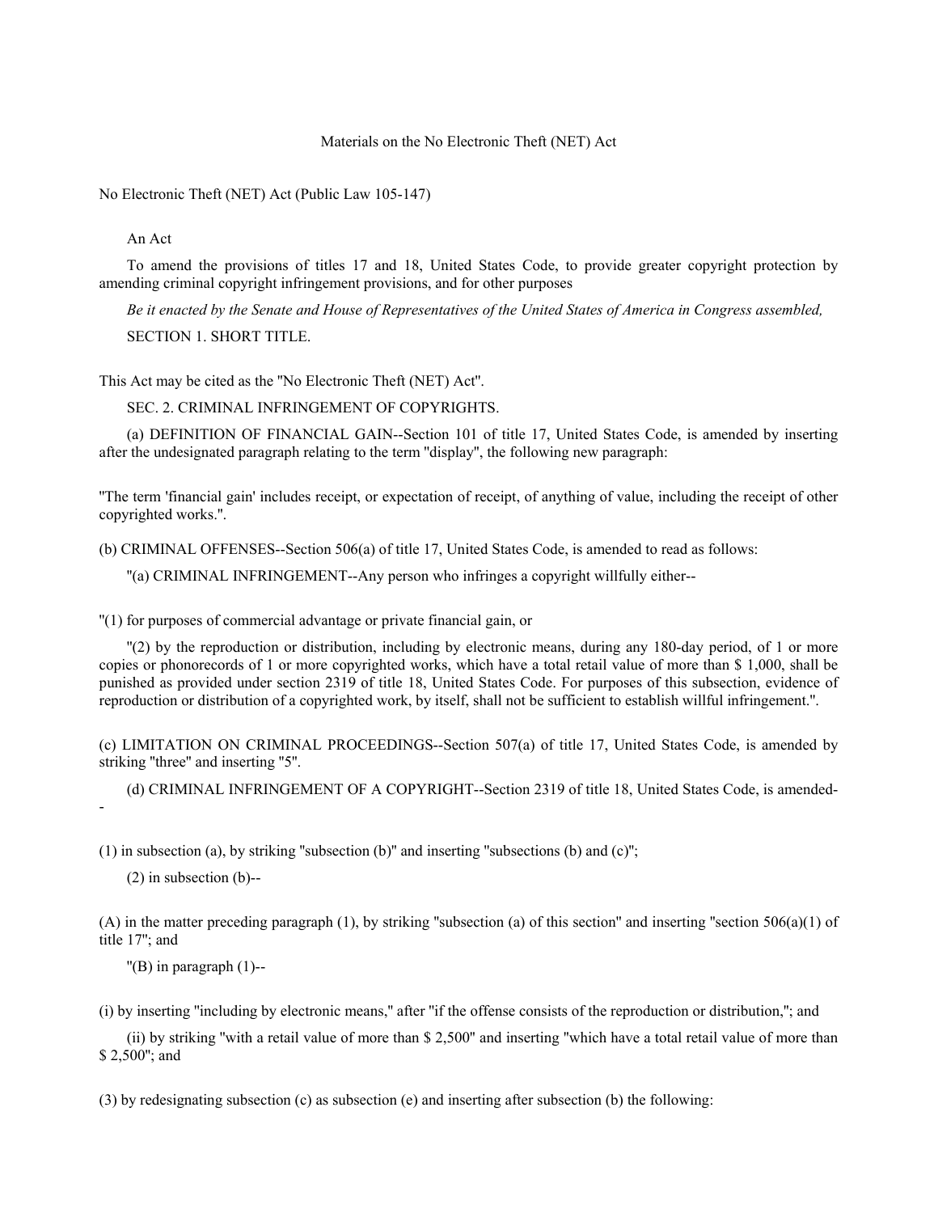# Materials on the No Electronic Theft (NET) Act

No Electronic Theft (NET) Act (Public Law 105-147)

An Act

To amend the provisions of titles 17 and 18, United States Code, to provide greater copyright protection by amending criminal copyright infringement provisions, and for other purposes

*Be it enacted by the Senate and House of Representatives of the United States of America in Congress assembled,*

SECTION 1. SHORT TITLE.

This Act may be cited as the "No Electronic Theft (NET) Act".

SEC. 2. CRIMINAL INFRINGEMENT OF COPYRIGHTS.

(a) DEFINITION OF FINANCIAL GAIN--Section 101 of title 17, United States Code, is amended by inserting after the undesignated paragraph relating to the term "display", the following new paragraph:

"The term 'financial gain' includes receipt, or expectation of receipt, of anything of value, including the receipt of other copyrighted works.".

(b) CRIMINAL OFFENSES--Section 506(a) of title 17, United States Code, is amended to read as follows:

"(a) CRIMINAL INFRINGEMENT--Any person who infringes a copyright willfully either--

"(1) for purposes of commercial advantage or private financial gain, or

"(2) by the reproduction or distribution, including by electronic means, during any 180-day period, of 1 or more copies or phonorecords of 1 or more copyrighted works, which have a total retail value of more than $ 1,000, shall be punished as provided under section 2319 of title 18, United States Code. For purposes of this subsection, evidence of reproduction or distribution of a copyrighted work, by itself, shall not be sufficient to establish willful infringement.".

(c) LIMITATION ON CRIMINAL PROCEEDINGS--Section 507(a) of title 17, United States Code, is amended by striking "three" and inserting "5".

(d) CRIMINAL INFRINGEMENT OF A COPYRIGHT--Section 2319 of title 18, United States Code, is amended--

(1) in subsection (a), by striking "subsection (b)" and inserting "subsections (b) and (c)";

(2) in subsection (b)--

(A) in the matter preceding paragraph (1), by striking "subsection (a) of this section" and inserting "section 506(a)(1) of title 17"; and

"(B) in paragraph (1)--

(i) by inserting "including by electronic means," after "if the offense consists of the reproduction or distribution,"; and

(ii) by striking "with a retail value of more than $ 2,500" and inserting "which have a total retail value of more than $ 2,500"; and

(3) by redesignating subsection (c) as subsection (e) and inserting after subsection (b) the following: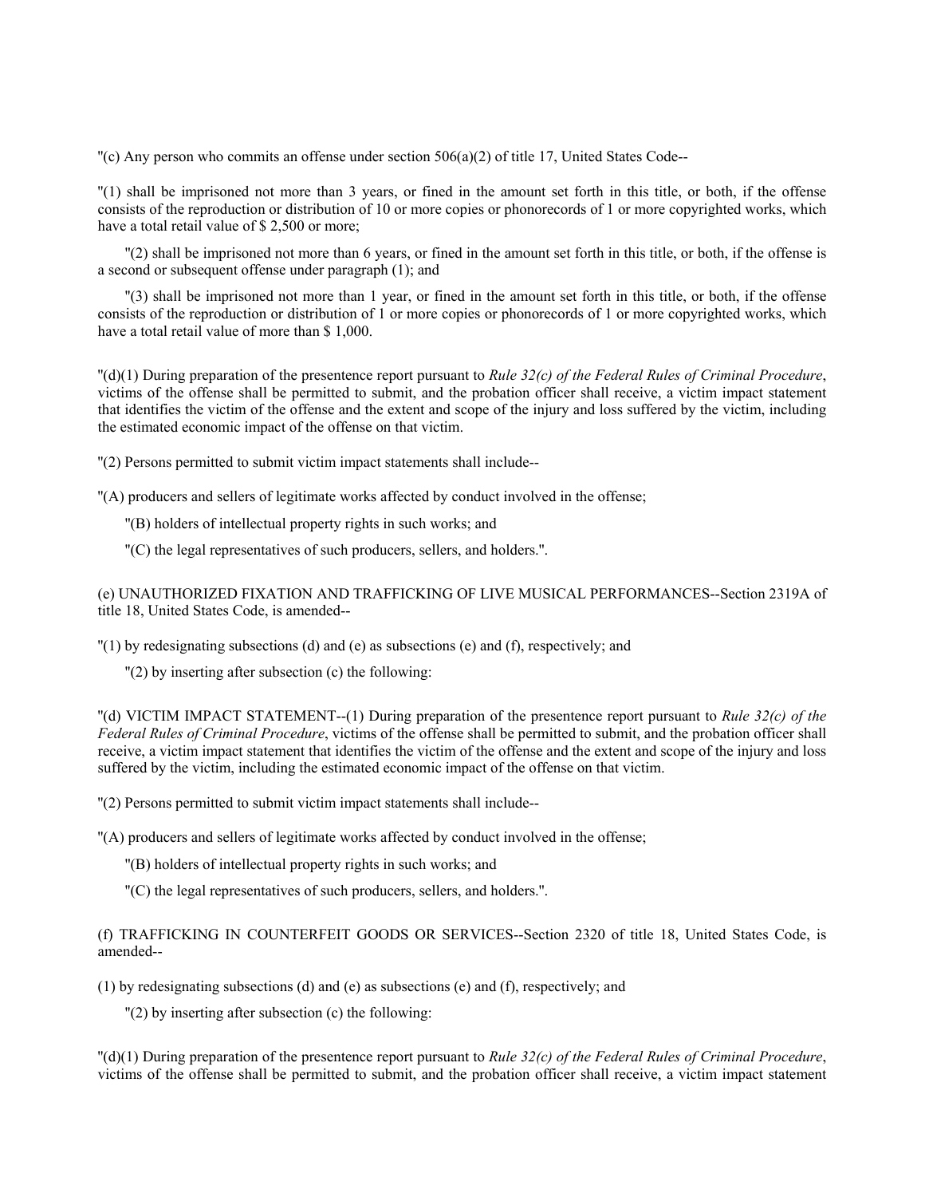"(c) Any person who commits an offense under section 506(a)(2) of title 17, United States Code--

"(1) shall be imprisoned not more than 3 years, or fined in the amount set forth in this title, or both, if the offense consists of the reproduction or distribution of 10 or more copies or phonorecords of 1 or more copyrighted works, which have a total retail value of $ 2,500 or more;

"(2) shall be imprisoned not more than 6 years, or fined in the amount set forth in this title, or both, if the offense is a second or subsequent offense under paragraph (1); and

"(3) shall be imprisoned not more than 1 year, or fined in the amount set forth in this title, or both, if the offense consists of the reproduction or distribution of 1 or more copies or phonorecords of 1 or more copyrighted works, which have a total retail value of more than $ 1,000.

"(d)(1) During preparation of the presentence report pursuant to *Rule 32(c) of the Federal Rules of Criminal Procedure*, victims of the offense shall be permitted to submit, and the probation officer shall receive, a victim impact statement that identifies the victim of the offense and the extent and scope of the injury and loss suffered by the victim, including the estimated economic impact of the offense on that victim.

"(2) Persons permitted to submit victim impact statements shall include--

"(A) producers and sellers of legitimate works affected by conduct involved in the offense;

"(B) holders of intellectual property rights in such works; and

"(C) the legal representatives of such producers, sellers, and holders.".

(e) UNAUTHORIZED FIXATION AND TRAFFICKING OF LIVE MUSICAL PERFORMANCES--Section 2319A of title 18, United States Code, is amended--

"(1) by redesignating subsections (d) and (e) as subsections (e) and (f), respectively; and

"(2) by inserting after subsection (c) the following:

"(d) VICTIM IMPACT STATEMENT--(1) During preparation of the presentence report pursuant to *Rule 32(c) of the Federal Rules of Criminal Procedure*, victims of the offense shall be permitted to submit, and the probation officer shall receive, a victim impact statement that identifies the victim of the offense and the extent and scope of the injury and loss suffered by the victim, including the estimated economic impact of the offense on that victim.

"(2) Persons permitted to submit victim impact statements shall include--

"(A) producers and sellers of legitimate works affected by conduct involved in the offense;

"(B) holders of intellectual property rights in such works; and

"(C) the legal representatives of such producers, sellers, and holders.".

(f) TRAFFICKING IN COUNTERFEIT GOODS OR SERVICES--Section 2320 of title 18, United States Code, is amended--

(1) by redesignating subsections (d) and (e) as subsections (e) and (f), respectively; and

"(2) by inserting after subsection (c) the following:

"(d)(1) During preparation of the presentence report pursuant to *Rule 32(c) of the Federal Rules of Criminal Procedure*, victims of the offense shall be permitted to submit, and the probation officer shall receive, a victim impact statement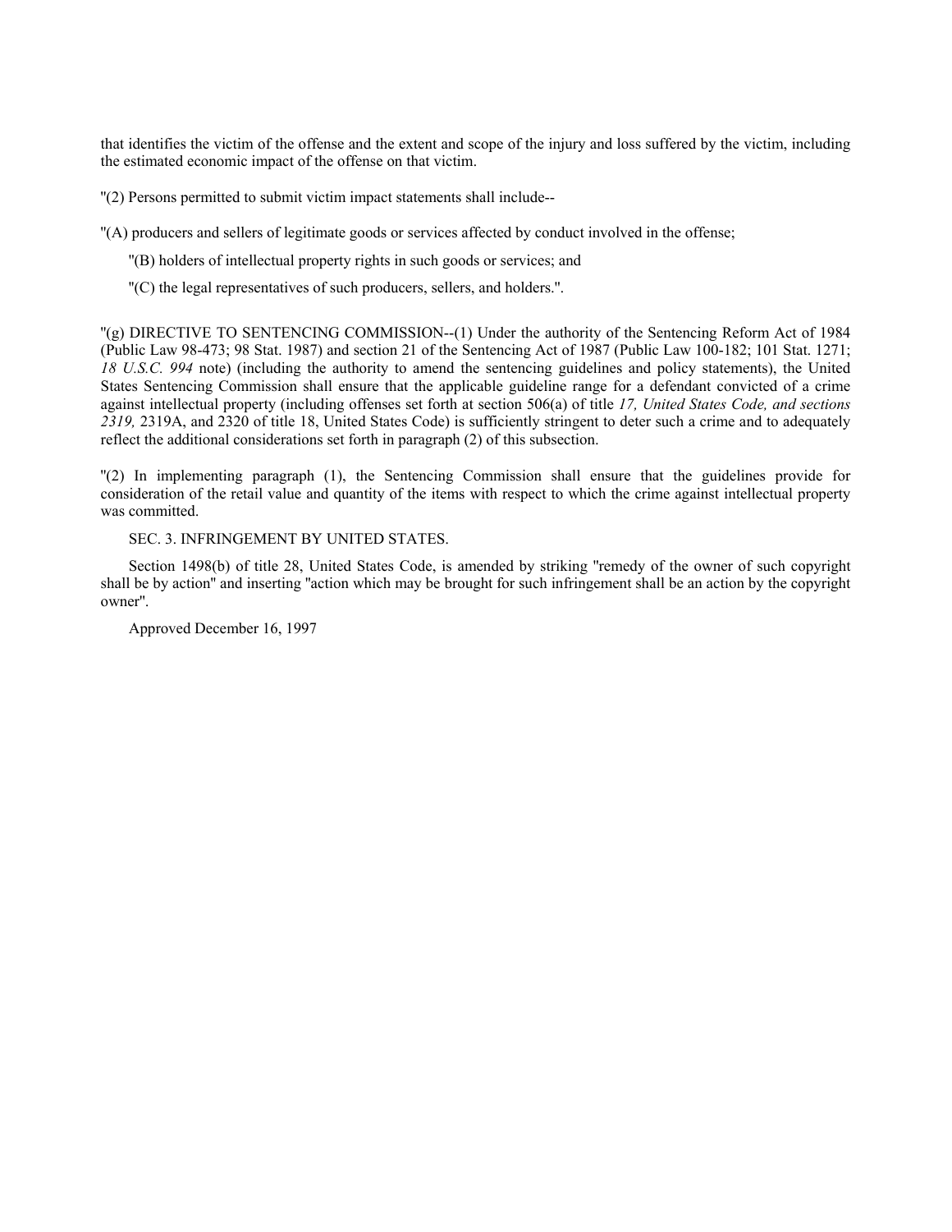that identifies the victim of the offense and the extent and scope of the injury and loss suffered by the victim, including the estimated economic impact of the offense on that victim.

"(2) Persons permitted to submit victim impact statements shall include--

"(A) producers and sellers of legitimate goods or services affected by conduct involved in the offense;

"(B) holders of intellectual property rights in such goods or services; and

"(C) the legal representatives of such producers, sellers, and holders.".

"(g) DIRECTIVE TO SENTENCING COMMISSION--(1) Under the authority of the Sentencing Reform Act of 1984 (Public Law 98-473; 98 Stat. 1987) and section 21 of the Sentencing Act of 1987 (Public Law 100-182; 101 Stat. 1271; *18 U.S.C. 994* note) (including the authority to amend the sentencing guidelines and policy statements), the United States Sentencing Commission shall ensure that the applicable guideline range for a defendant convicted of a crime against intellectual property (including offenses set forth at section 506(a) of title *17, United States Code, and sections 2319,* 2319A, and 2320 of title 18, United States Code) is sufficiently stringent to deter such a crime and to adequately reflect the additional considerations set forth in paragraph (2) of this subsection.

"(2) In implementing paragraph (1), the Sentencing Commission shall ensure that the guidelines provide for consideration of the retail value and quantity of the items with respect to which the crime against intellectual property was committed.

SEC. 3. INFRINGEMENT BY UNITED STATES.

Section 1498(b) of title 28, United States Code, is amended by striking "remedy of the owner of such copyright shall be by action" and inserting "action which may be brought for such infringement shall be an action by the copyright owner".

Approved December 16, 1997